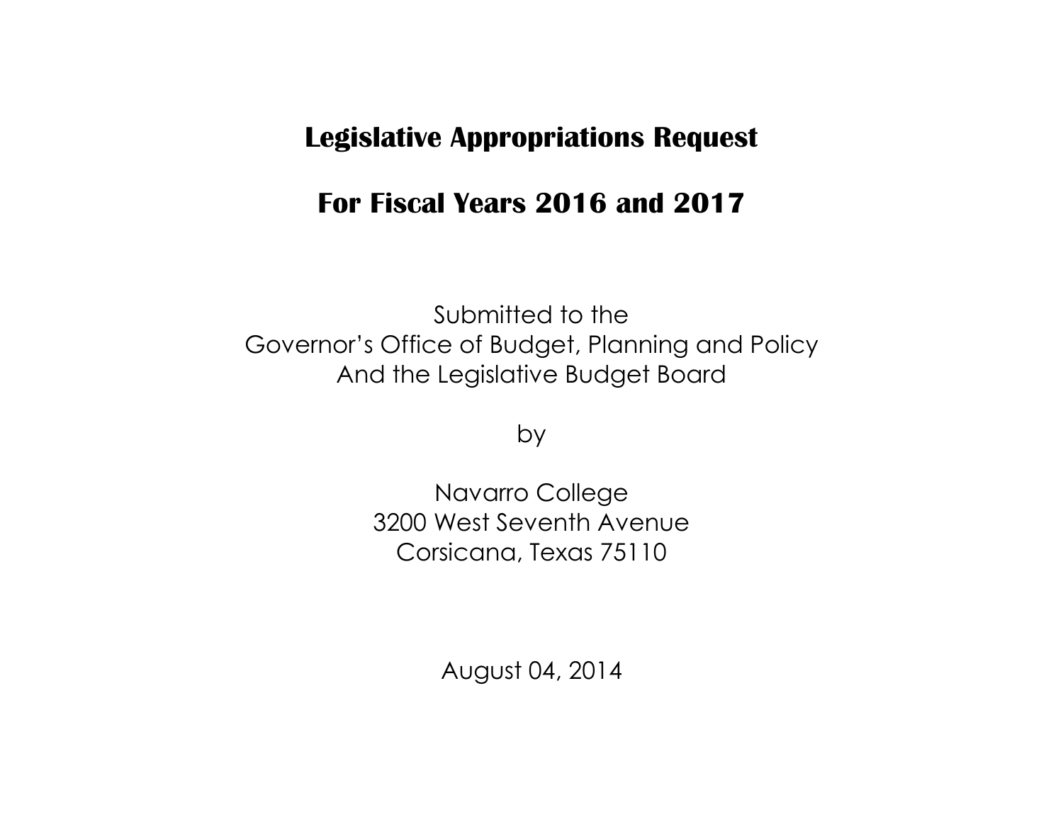# Legislative Appropriations Request

# For Fiscal Years 2016 and 2017

Submitted to the
Governor's Office of Budget, Planning and Policy
And the Legislative Budget Board

by

Navarro College
3200 West Seventh Avenue
Corsicana, Texas 75110

August 04, 2014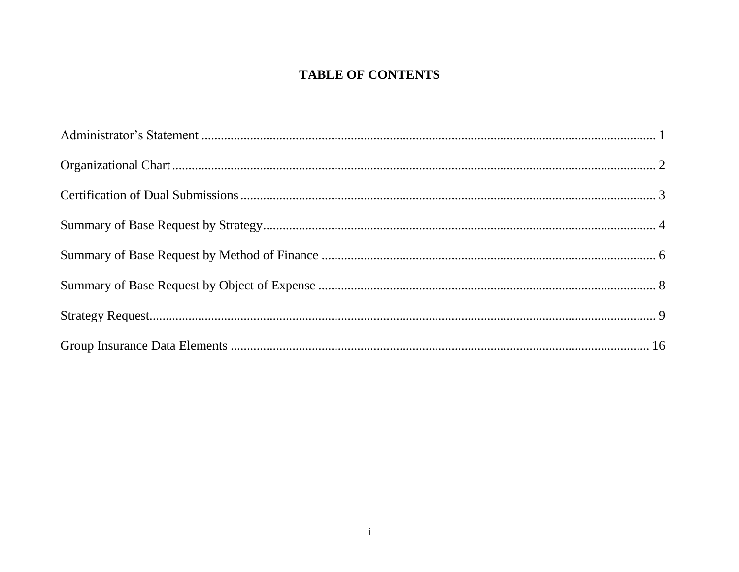# TABLE OF CONTENTS

Administrator's Statement ............................................................ 1

Organizational Chart ............................................................ 2

Certification of Dual Submissions ............................................................ 3

Summary of Base Request by Strategy ............................................................ 4

Summary of Base Request by Method of Finance ............................................................ 6

Summary of Base Request by Object of Expense ............................................................ 8

Strategy Request ............................................................ 9

Group Insurance Data Elements ............................................................ 16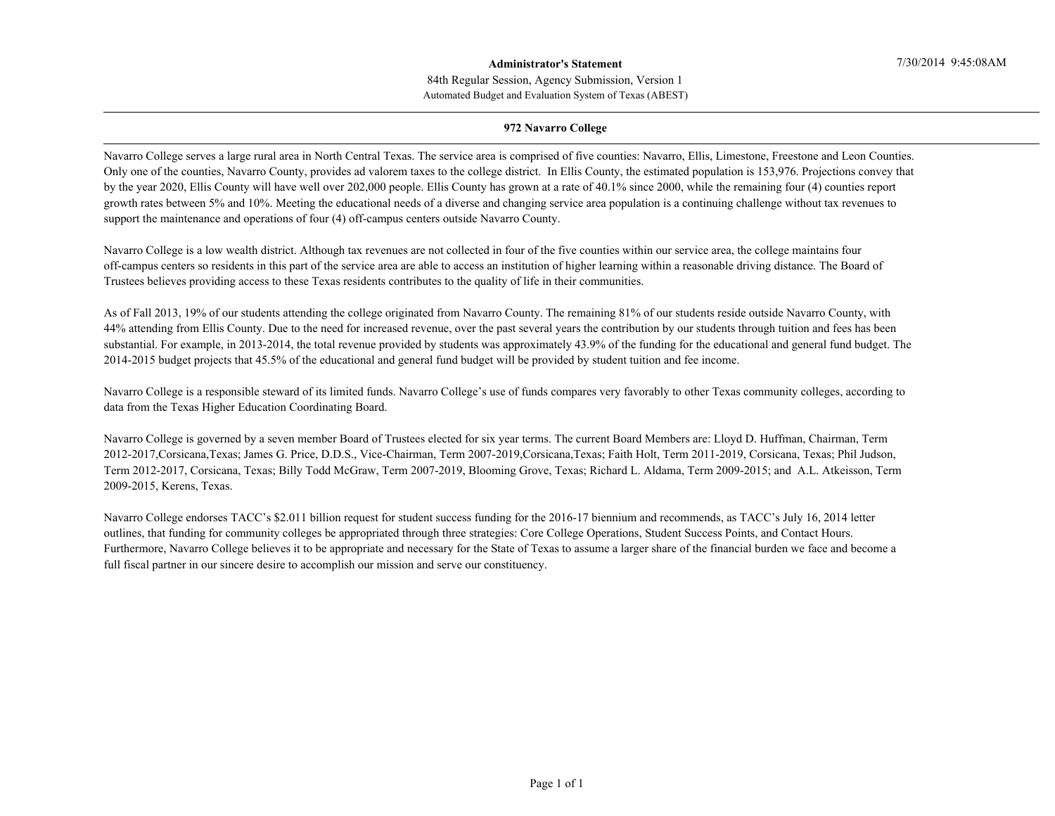**Administrator's Statement**

84th Regular Session, Agency Submission, Version 1

Automated Budget and Evaluation System of Texas (ABEST)

7/30/2014 9:45:08AM

## 972 Navarro College

Navarro College serves a large rural area in North Central Texas. The service area is comprised of five counties: Navarro, Ellis, Limestone, Freestone and Leon Counties. Only one of the counties, Navarro County, provides ad valorem taxes to the college district. In Ellis County, the estimated population is 153,976. Projections convey that by the year 2020, Ellis County will have well over 202,000 people. Ellis County has grown at a rate of 40.1% since 2000, while the remaining four (4) counties report growth rates between 5% and 10%. Meeting the educational needs of a diverse and changing service area population is a continuing challenge without tax revenues to support the maintenance and operations of four (4) off-campus centers outside Navarro County.

Navarro College is a low wealth district. Although tax revenues are not collected in four of the five counties within our service area, the college maintains four off-campus centers so residents in this part of the service area are able to access an institution of higher learning within a reasonable driving distance. The Board of Trustees believes providing access to these Texas residents contributes to the quality of life in their communities.

As of Fall 2013, 19% of our students attending the college originated from Navarro County. The remaining 81% of our students reside outside Navarro County, with 44% attending from Ellis County. Due to the need for increased revenue, over the past several years the contribution by our students through tuition and fees has been substantial. For example, in 2013-2014, the total revenue provided by students was approximately 43.9% of the funding for the educational and general fund budget. The 2014-2015 budget projects that 45.5% of the educational and general fund budget will be provided by student tuition and fee income.

Navarro College is a responsible steward of its limited funds. Navarro College's use of funds compares very favorably to other Texas community colleges, according to data from the Texas Higher Education Coordinating Board.

Navarro College is governed by a seven member Board of Trustees elected for six year terms. The current Board Members are: Lloyd D. Huffman, Chairman, Term 2012-2017,Corsicana,Texas; James G. Price, D.D.S., Vice-Chairman, Term 2007-2019,Corsicana,Texas; Faith Holt, Term 2011-2019, Corsicana, Texas; Phil Judson, Term 2012-2017, Corsicana, Texas; Billy Todd McGraw, Term 2007-2019, Blooming Grove, Texas; Richard L. Aldama, Term 2009-2015; and A.L. Atkeisson, Term 2009-2015, Kerens, Texas.

Navarro College endorses TACC's $2.011 billion request for student success funding for the 2016-17 biennium and recommends, as TACC's July 16, 2014 letter outlines, that funding for community colleges be appropriated through three strategies: Core College Operations, Student Success Points, and Contact Hours. Furthermore, Navarro College believes it to be appropriate and necessary for the State of Texas to assume a larger share of the financial burden we face and become a full fiscal partner in our sincere desire to accomplish our mission and serve our constituency.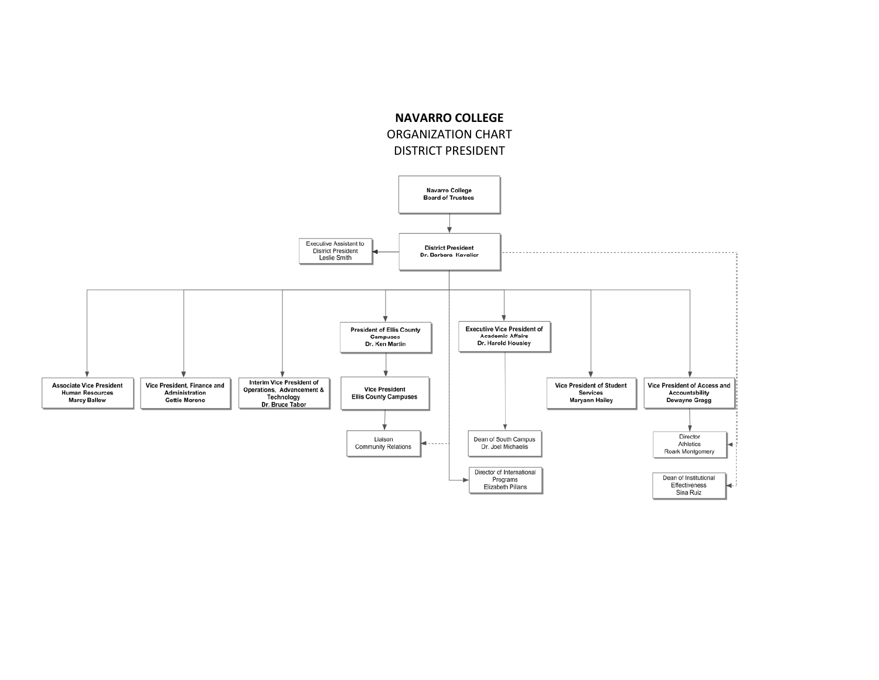# NAVARRO COLLEGE

## ORGANIZATION CHART

## DISTRICT PRESIDENT

**Navarro College Board of Trustees**

- **District President** — **Dr. Barbara Kavalier**
  - Executive Assistant to District President — Leslie Smith
  - **Associate Vice President Human Resources** — **Marcy Ballew**
  - **Vice President, Finance and Administration** — **Gettie Moreno**
  - **Interim Vice President of Operations, Advancement & Technology** — **Dr. Bruce Tabor**
  - **President of Ellis County Campuses** — **Dr. Ken Martin**
    - **Vice President Ellis County Campuses**
      - Liaison Community Relations
  - Liaison Community Relations (dotted line)
  - Director of International Programs — Elizabeth Pillans
  - **Executive Vice President of Academic Affairs** — **Dr. Harold Housley**
    - Dean of South Campus — Dr. Joel Michaelis
  - **Vice President of Student Services** — **Maryann Hailey**
  - **Vice President of Access and Accountability** — **Dewayne Gragg**
    - Director Athletics — Roark Montgomery
  - Director Athletics — Roark Montgomery (dotted line)
  - Dean of Institutional Effectiveness — Sina Ruiz (dotted line)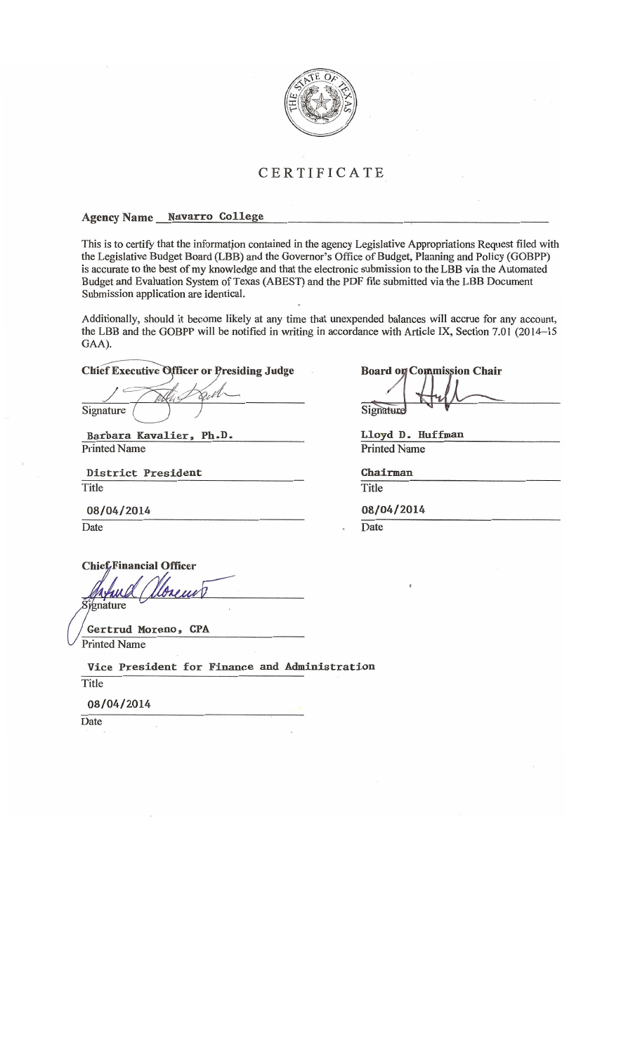# CERTIFICATE

**Agency Name** Navarro College

This is to certify that the information contained in the agency Legislative Appropriations Request filed with the Legislative Budget Board (LBB) and the Governor's Office of Budget, Planning and Policy (GOBPP) is accurate to the best of my knowledge and that the electronic submission to the LBB via the Automated Budget and Evaluation System of Texas (ABEST) and the PDF file submitted via the LBB Document Submission application are identical.

Additionally, should it become likely at any time that unexpended balances will accrue for any account, the LBB and the GOBPP will be notified in writing in accordance with Article IX, Section 7.01 (2014–15 GAA).

**Chief Executive Officer or Presiding Judge**

Signature

Barbara Kavalier, Ph.D.
Printed Name

District President
Title

08/04/2014
Date

**Board or Commission Chair**

Signature

Lloyd D. Huffman
Printed Name

Chairman
Title

08/04/2014
Date

**Chief Financial Officer**

Signature

Gertrud Moreno, CPA
Printed Name

Vice President for Finance and Administration
Title

08/04/2014
Date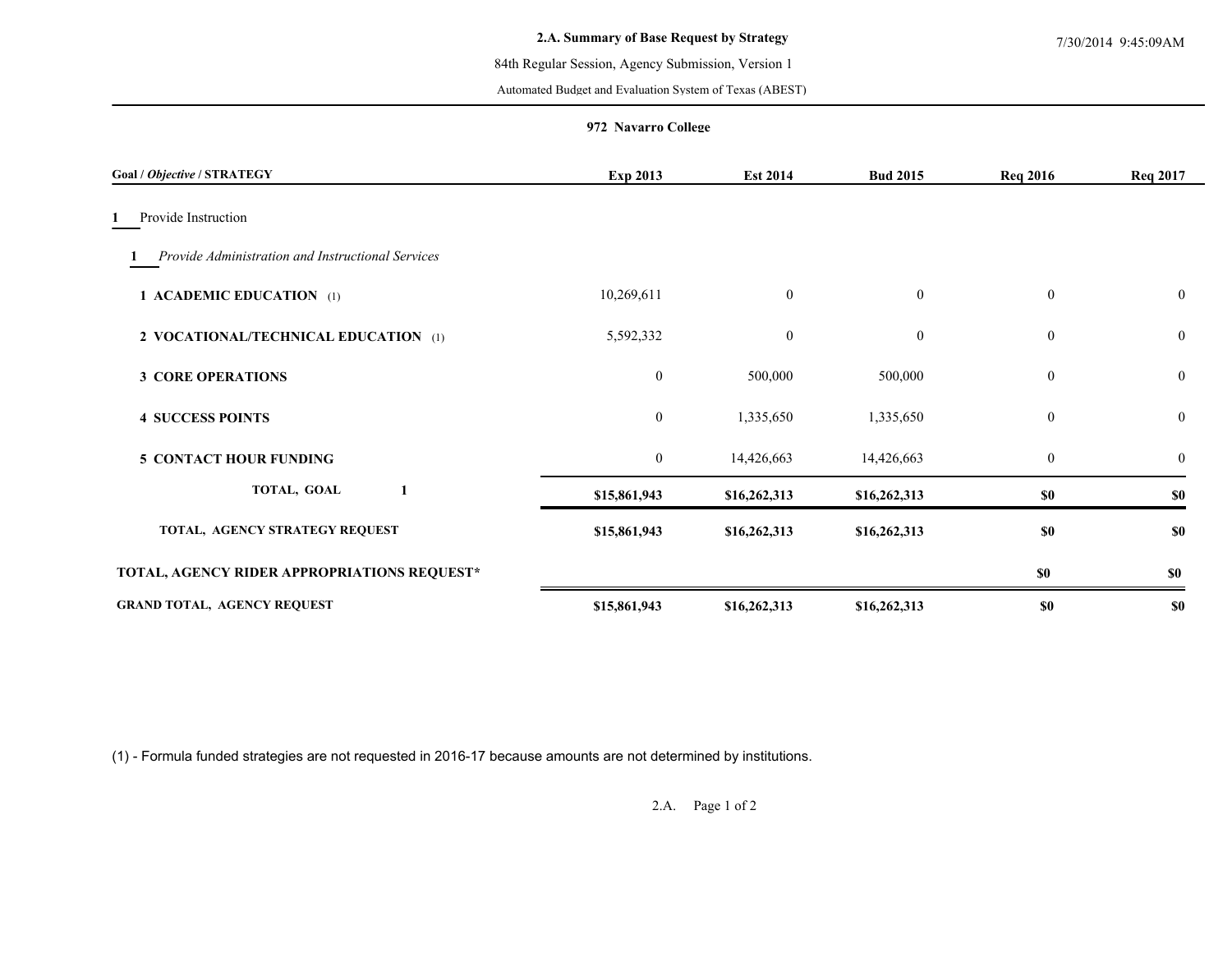**2.A. Summary of Base Request by Strategy**

84th Regular Session, Agency Submission, Version 1

Automated Budget and Evaluation System of Texas (ABEST)

7/30/2014 9:45:09AM

**972 Navarro College**

| Goal / *Objective* / STRATEGY | Exp 2013 | Est 2014 | Bud 2015 | Req 2016 | Req 2017 |
|---|---|---|---|---|---|
| **1** Provide Instruction | | | | | |
| **1** *Provide Administration and Instructional Services* | | | | | |
| **1 ACADEMIC EDUCATION** (1) | 10,269,611 | 0 | 0 | 0 | 0 |
| **2 VOCATIONAL/TECHNICAL EDUCATION** (1) | 5,592,332 | 0 | 0 | 0 | 0 |
| **3 CORE OPERATIONS** | 0 | 500,000 | 500,000 | 0 | 0 |
| **4 SUCCESS POINTS** | 0 | 1,335,650 | 1,335,650 | 0 | 0 |
| **5 CONTACT HOUR FUNDING** | 0 | 14,426,663 | 14,426,663 | 0 | 0 |
| **TOTAL, GOAL 1** | **$15,861,943** | **$16,262,313** | **$16,262,313** | **$0** | **$0** |
| **TOTAL, AGENCY STRATEGY REQUEST** | **$15,861,943** | **$16,262,313** | **$16,262,313** | **$0** | **$0** |
| **TOTAL, AGENCY RIDER APPROPRIATIONS REQUEST*** | | | | **$0** | **$0** |
| **GRAND TOTAL, AGENCY REQUEST** | **$15,861,943** | **$16,262,313** | **$16,262,313** | **$0** | **$0** |

(1) - Formula funded strategies are not requested in 2016-17 because amounts are not determined by institutions.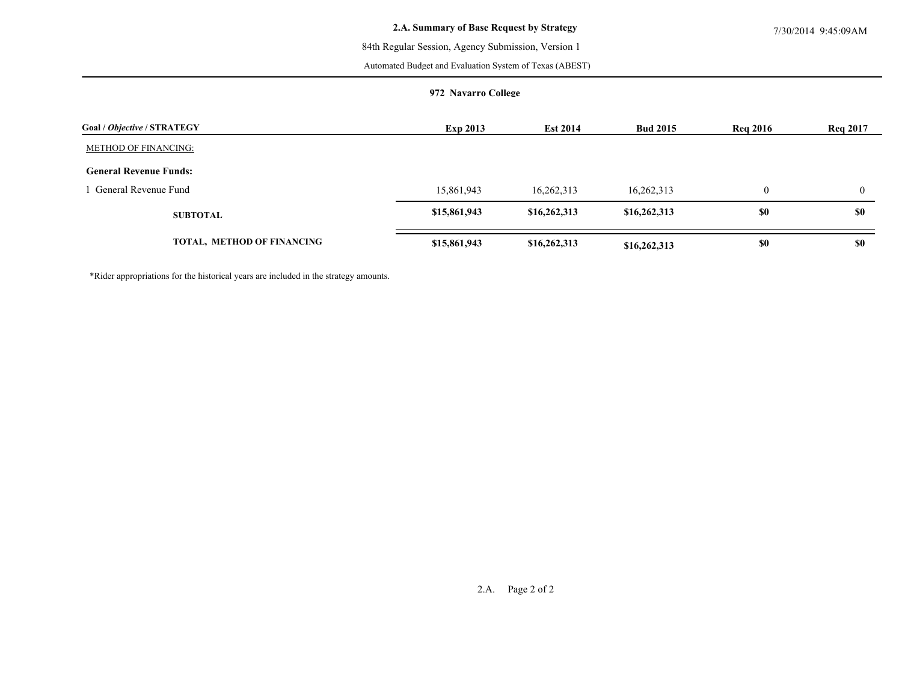## 2.A. Summary of Base Request by Strategy

84th Regular Session, Agency Submission, Version 1

Automated Budget and Evaluation System of Texas (ABEST)

7/30/2014 9:45:09AM

### 972 Navarro College

| Goal / *Objective* / STRATEGY | Exp 2013 | Est 2014 | Bud 2015 | Req 2016 | Req 2017 |
|---|---|---|---|---|---|
| METHOD OF FINANCING: | | | | | |
| **General Revenue Funds:** | | | | | |
| 1 General Revenue Fund | 15,861,943 | 16,262,313 | 16,262,313 | 0 | 0 |
| **SUBTOTAL** | **$15,861,943** | **$16,262,313** | **$16,262,313** | **$0** | **$0** |
| **TOTAL, METHOD OF FINANCING** | **$15,861,943** | **$16,262,313** | **$16,262,313** | **$0** | **$0** |

*Rider appropriations for the historical years are included in the strategy amounts.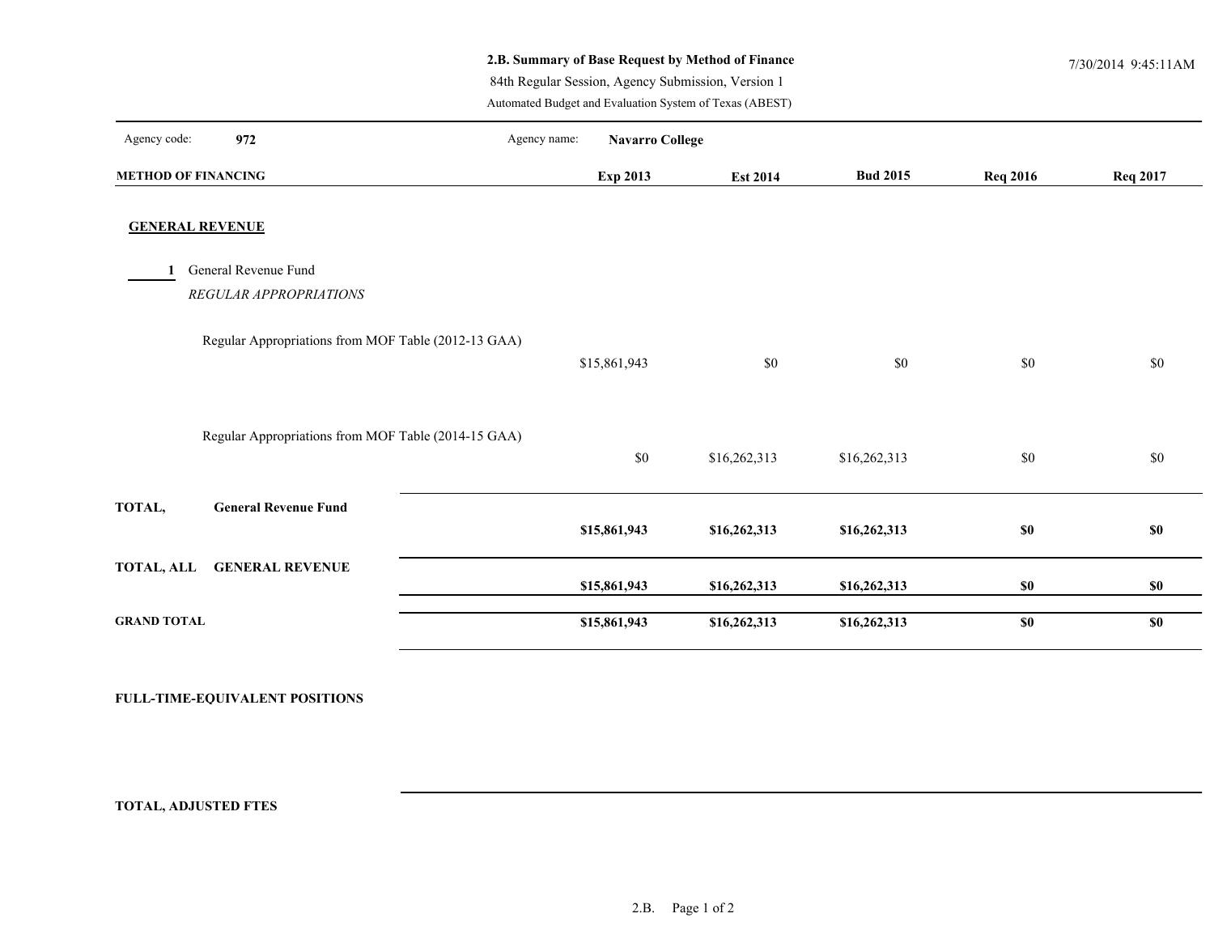**2.B. Summary of Base Request by Method of Finance**

84th Regular Session, Agency Submission, Version 1

Automated Budget and Evaluation System of Texas (ABEST)

7/30/2014 9:45:11AM

Agency code: **972** Agency name: **Navarro College**

| METHOD OF FINANCING | Exp 2013 | Est 2014 | Bud 2015 | Req 2016 | Req 2017 |
|---|---|---|---|---|---|
| **GENERAL REVENUE** | | | | | |
| 1 General Revenue Fund | | | | | |
| *REGULAR APPROPRIATIONS* | | | | | |
| Regular Appropriations from MOF Table (2012-13 GAA) | $15,861,943 | $0 | $0 | $0 | $0 |
| Regular Appropriations from MOF Table (2014-15 GAA) | $0 | $16,262,313 | $16,262,313 | $0 | $0 |
| **TOTAL, General Revenue Fund** | **$15,861,943** | **$16,262,313** | **$16,262,313** | **$0** | **$0** |
| **TOTAL, ALL GENERAL REVENUE** | **$15,861,943** | **$16,262,313** | **$16,262,313** | **$0** | **$0** |
| **GRAND TOTAL** | **$15,861,943** | **$16,262,313** | **$16,262,313** | **$0** | **$0** |

**FULL-TIME-EQUIVALENT POSITIONS**

**TOTAL, ADJUSTED FTES**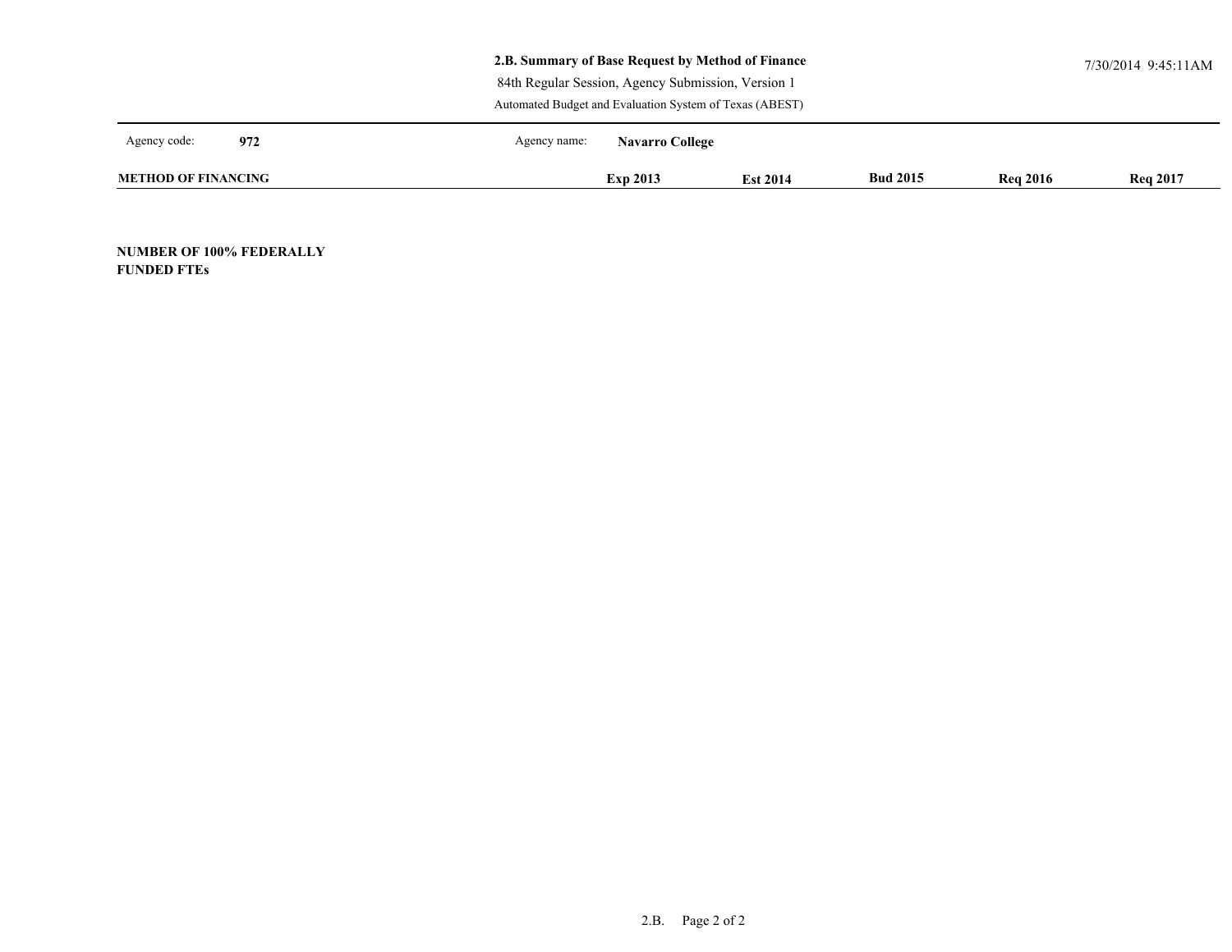**2.B. Summary of Base Request by Method of Finance**

84th Regular Session, Agency Submission, Version 1

Automated Budget and Evaluation System of Texas (ABEST)

7/30/2014 9:45:11AM

| Agency code: | 972 | Agency name: | Navarro College | | |
|---|---|---|---|---|---|
| **METHOD OF FINANCING** | **Exp 2013** | **Est 2014** | **Bud 2015** | **Req 2016** | **Req 2017** |
| **NUMBER OF 100% FEDERALLY FUNDED FTEs** | | | | | |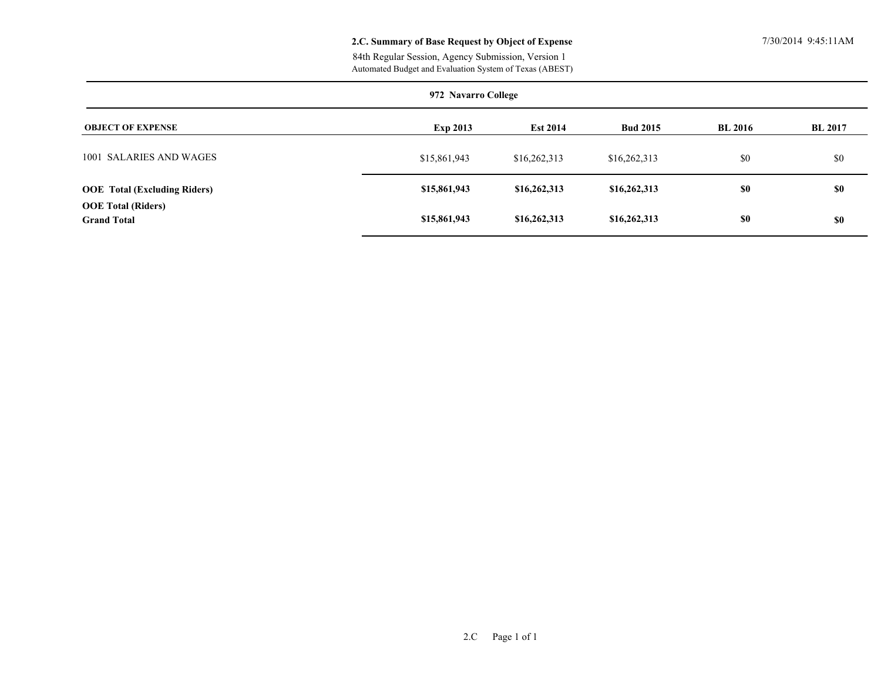**2.C. Summary of Base Request by Object of Expense**

84th Regular Session, Agency Submission, Version 1

Automated Budget and Evaluation System of Texas (ABEST)

7/30/2014 9:45:11AM

**972 Navarro College**

| OBJECT OF EXPENSE | Exp 2013 | Est 2014 | Bud 2015 | BL 2016 | BL 2017 |
|---|---|---|---|---|---|
| 1001 SALARIES AND WAGES | $15,861,943 | $16,262,313 | $16,262,313 | $0 | $0 |
| **OOE Total (Excluding Riders)** | **$15,861,943** | **$16,262,313** | **$16,262,313** | **$0** | **$0** |
| **OOE Total (Riders)** | | | | | |
| **Grand Total** | **$15,861,943** | **$16,262,313** | **$16,262,313** | **$0** | **$0** |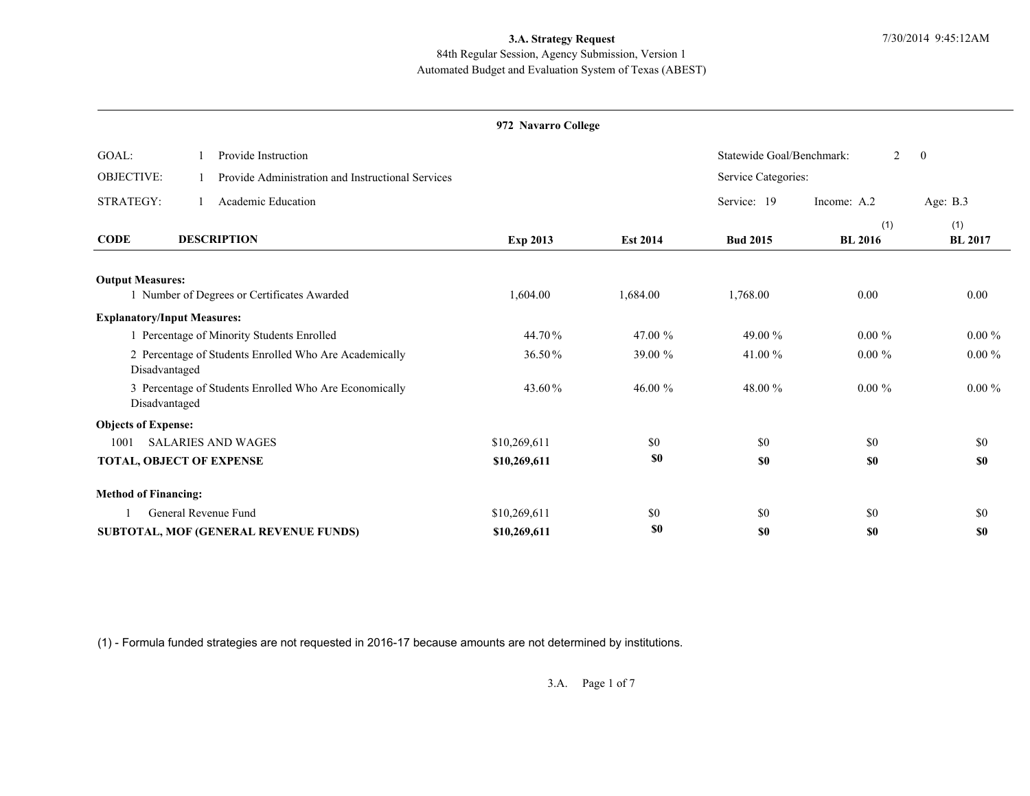**3.A. Strategy Request**
84th Regular Session, Agency Submission, Version 1
Automated Budget and Evaluation System of Texas (ABEST)

7/30/2014 9:45:12AM

**972 Navarro College**

| | | | |
|---|---|---|---|
| GOAL: | 1 Provide Instruction | Statewide Goal/Benchmark: | 2 0 |
| OBJECTIVE: | 1 Provide Administration and Instructional Services | Service Categories: | |
| STRATEGY: | 1 Academic Education | Service: 19 | Income: A.2 Age: B.3 |

| CODE DESCRIPTION | Exp 2013 | Est 2014 | Bud 2015 | BL 2016 (1) | BL 2017 (1) |
|---|---|---|---|---|---|
| **Output Measures:** | | | | | |
| 1 Number of Degrees or Certificates Awarded | 1,604.00 | 1,684.00 | 1,768.00 | 0.00 | 0.00 |
| **Explanatory/Input Measures:** | | | | | |
| 1 Percentage of Minority Students Enrolled | 44.70% | 47.00 % | 49.00 % | 0.00 % | 0.00 % |
| 2 Percentage of Students Enrolled Who Are Academically Disadvantaged | 36.50% | 39.00 % | 41.00 % | 0.00 % | 0.00 % |
| 3 Percentage of Students Enrolled Who Are Economically Disadvantaged | 43.60% | 46.00 % | 48.00 % | 0.00 % | 0.00 % |
| **Objects of Expense:** | | | | | |
| 1001 SALARIES AND WAGES | $10,269,611 | $0 | $0 | $0 | $0 |
| **TOTAL, OBJECT OF EXPENSE** | **$10,269,611** | **$0** | **$0** | **$0** | **$0** |
| **Method of Financing:** | | | | | |
| 1 General Revenue Fund | $10,269,611 | $0 | $0 | $0 | $0 |
| **SUBTOTAL, MOF (GENERAL REVENUE FUNDS)** | **$10,269,611** | **$0** | **$0** | **$0** | **$0** |

(1) - Formula funded strategies are not requested in 2016-17 because amounts are not determined by institutions.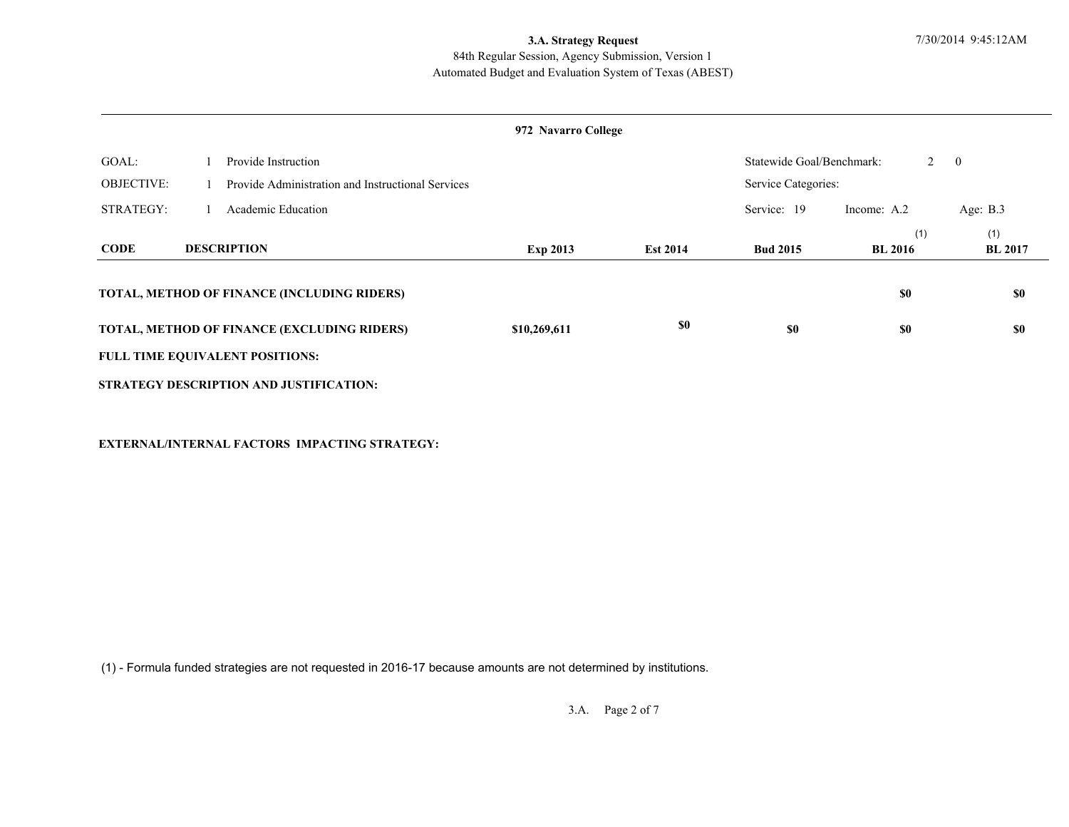**3.A. Strategy Request**
84th Regular Session, Agency Submission, Version 1
Automated Budget and Evaluation System of Texas (ABEST)

7/30/2014 9:45:12AM

**972 Navarro College**

| | | | |
|---|---|---|---|
| GOAL: | 1 Provide Instruction | Statewide Goal/Benchmark: | 2 0 |
| OBJECTIVE: | 1 Provide Administration and Instructional Services | Service Categories: | |
| STRATEGY: | 1 Academic Education | Service: 19 | Income: A.2 Age: B.3 |

| CODE | DESCRIPTION | Exp 2013 | Est 2014 | Bud 2015 | BL 2016 (1) | BL 2017 (1) |
|---|---|---|---|---|---|---|
| **TOTAL, METHOD OF FINANCE (INCLUDING RIDERS)** | | | | | **$0** | **$0** |
| **TOTAL, METHOD OF FINANCE (EXCLUDING RIDERS)** | | **$10,269,611** | **$0** | **$0** | **$0** | **$0** |

**FULL TIME EQUIVALENT POSITIONS:**

**STRATEGY DESCRIPTION AND JUSTIFICATION:**

**EXTERNAL/INTERNAL FACTORS IMPACTING STRATEGY:**

(1) - Formula funded strategies are not requested in 2016-17 because amounts are not determined by institutions.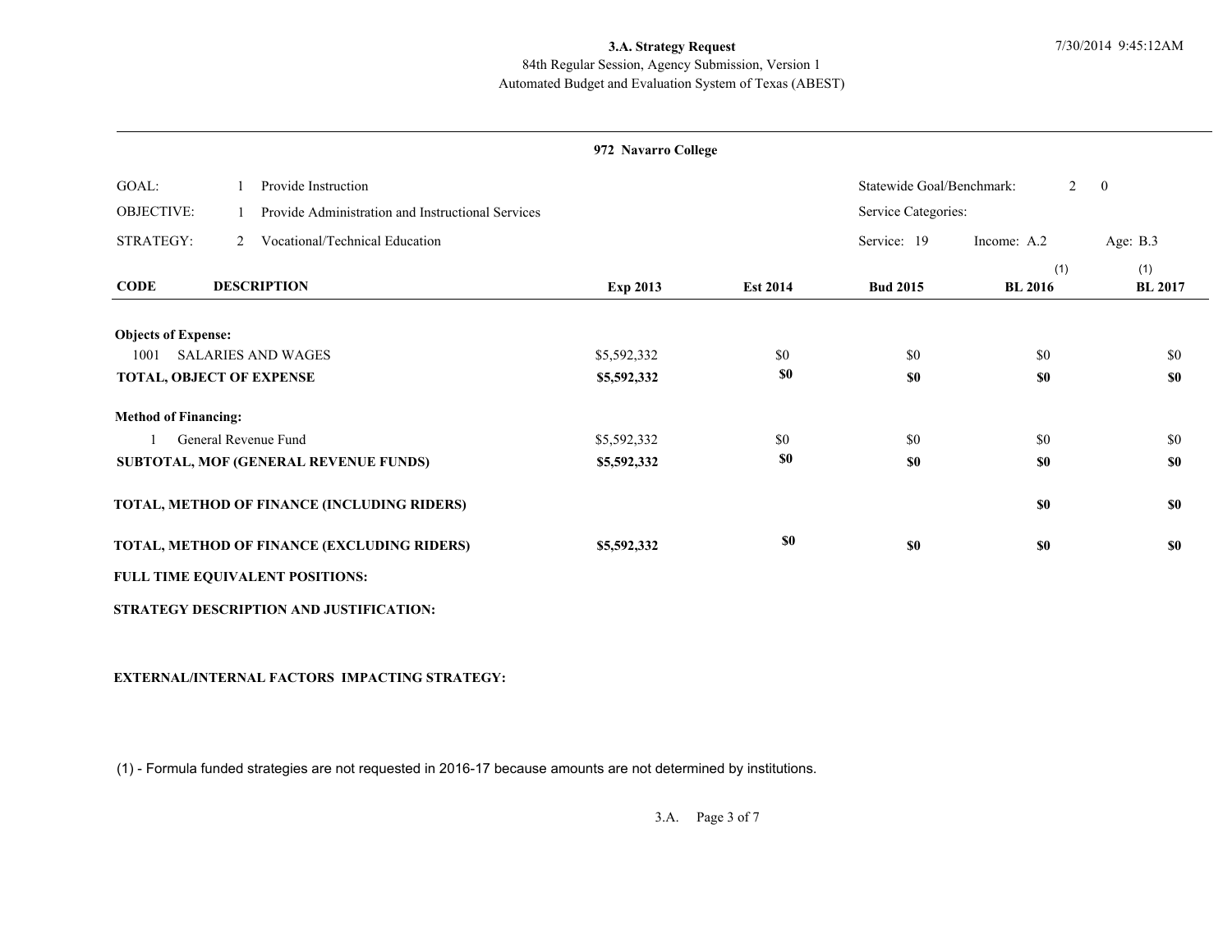**3.A. Strategy Request**
84th Regular Session, Agency Submission, Version 1
Automated Budget and Evaluation System of Texas (ABEST)

7/30/2014 9:45:12AM

**972 Navarro College**

| | | | |
|---|---|---|---|
| GOAL: | 1 Provide Instruction | Statewide Goal/Benchmark: | 2 0 |
| OBJECTIVE: | 1 Provide Administration and Instructional Services | Service Categories: | |
| STRATEGY: | 2 Vocational/Technical Education | Service: 19 | Income: A.2 Age: B.3 |

| CODE | DESCRIPTION | Exp 2013 | Est 2014 | Bud 2015 | (1) BL 2016 | (1) BL 2017 |
|---|---|---|---|---|---|---|
| **Objects of Expense:** | | | | | | |
| 1001 | SALARIES AND WAGES | $5,592,332 | $0 | $0 | $0 | $0 |
| **TOTAL, OBJECT OF EXPENSE** | | **$5,592,332** | **$0** | **$0** | **$0** | **$0** |
| **Method of Financing:** | | | | | | |
| 1 | General Revenue Fund | $5,592,332 | $0 | $0 | $0 | $0 |
| **SUBTOTAL, MOF (GENERAL REVENUE FUNDS)** | | **$5,592,332** | **$0** | **$0** | **$0** | **$0** |
| **TOTAL, METHOD OF FINANCE (INCLUDING RIDERS)** | | | | | **$0** | **$0** |
| **TOTAL, METHOD OF FINANCE (EXCLUDING RIDERS)** | | **$5,592,332** | **$0** | **$0** | **$0** | **$0** |
| **FULL TIME EQUIVALENT POSITIONS:** | | | | | | |

**STRATEGY DESCRIPTION AND JUSTIFICATION:**

**EXTERNAL/INTERNAL FACTORS IMPACTING STRATEGY:**

(1) - Formula funded strategies are not requested in 2016-17 because amounts are not determined by institutions.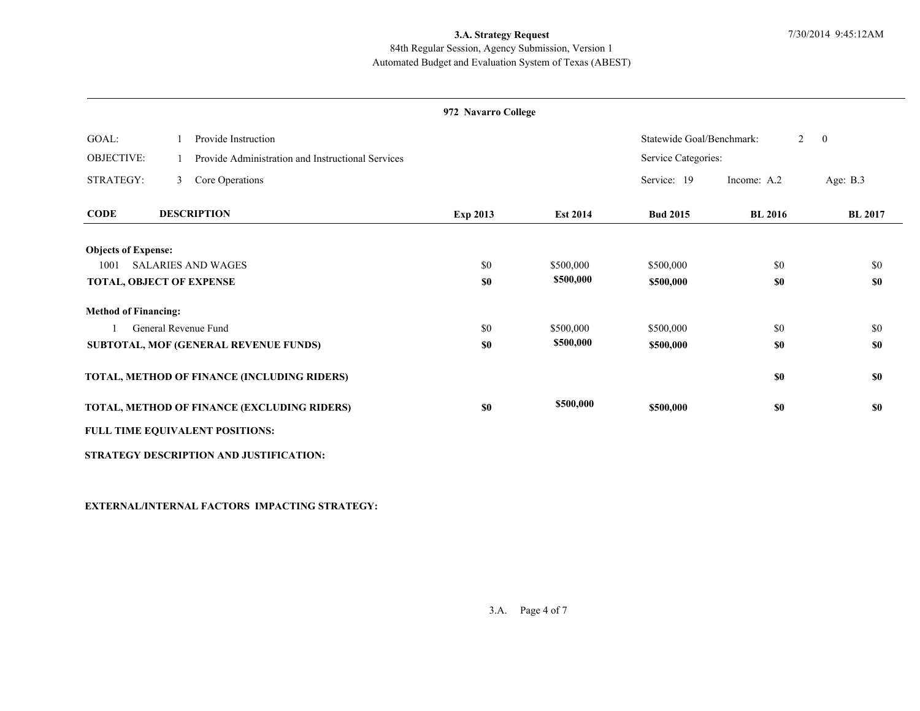**3.A. Strategy Request**
84th Regular Session, Agency Submission, Version 1
Automated Budget and Evaluation System of Texas (ABEST)

7/30/2014 9:45:12AM

**972 Navarro College**

| | | | |
|---|---|---|---|
| GOAL: | 1 Provide Instruction | Statewide Goal/Benchmark: | 2 0 |
| OBJECTIVE: | 1 Provide Administration and Instructional Services | Service Categories: | |
| STRATEGY: | 3 Core Operations | Service: 19 Income: A.2 | Age: B.3 |

| CODE | DESCRIPTION | Exp 2013 | Est 2014 | Bud 2015 | BL 2016 | BL 2017 |
|---|---|---|---|---|---|---|
| **Objects of Expense:** | | | | | | |
| 1001 | SALARIES AND WAGES | $0 | $500,000 | $500,000 | $0 | $0 |
| **TOTAL, OBJECT OF EXPENSE** | | **$0** | **$500,000** | **$500,000** | **$0** | **$0** |
| **Method of Financing:** | | | | | | |
| 1 | General Revenue Fund | $0 | $500,000 | $500,000 | $0 | $0 |
| **SUBTOTAL, MOF (GENERAL REVENUE FUNDS)** | | **$0** | **$500,000** | **$500,000** | **$0** | **$0** |
| **TOTAL, METHOD OF FINANCE (INCLUDING RIDERS)** | | | | | **$0** | **$0** |
| **TOTAL, METHOD OF FINANCE (EXCLUDING RIDERS)** | | **$0** | **$500,000** | **$500,000** | **$0** | **$0** |
| **FULL TIME EQUIVALENT POSITIONS:** | | | | | | |

**STRATEGY DESCRIPTION AND JUSTIFICATION:**

**EXTERNAL/INTERNAL FACTORS IMPACTING STRATEGY:**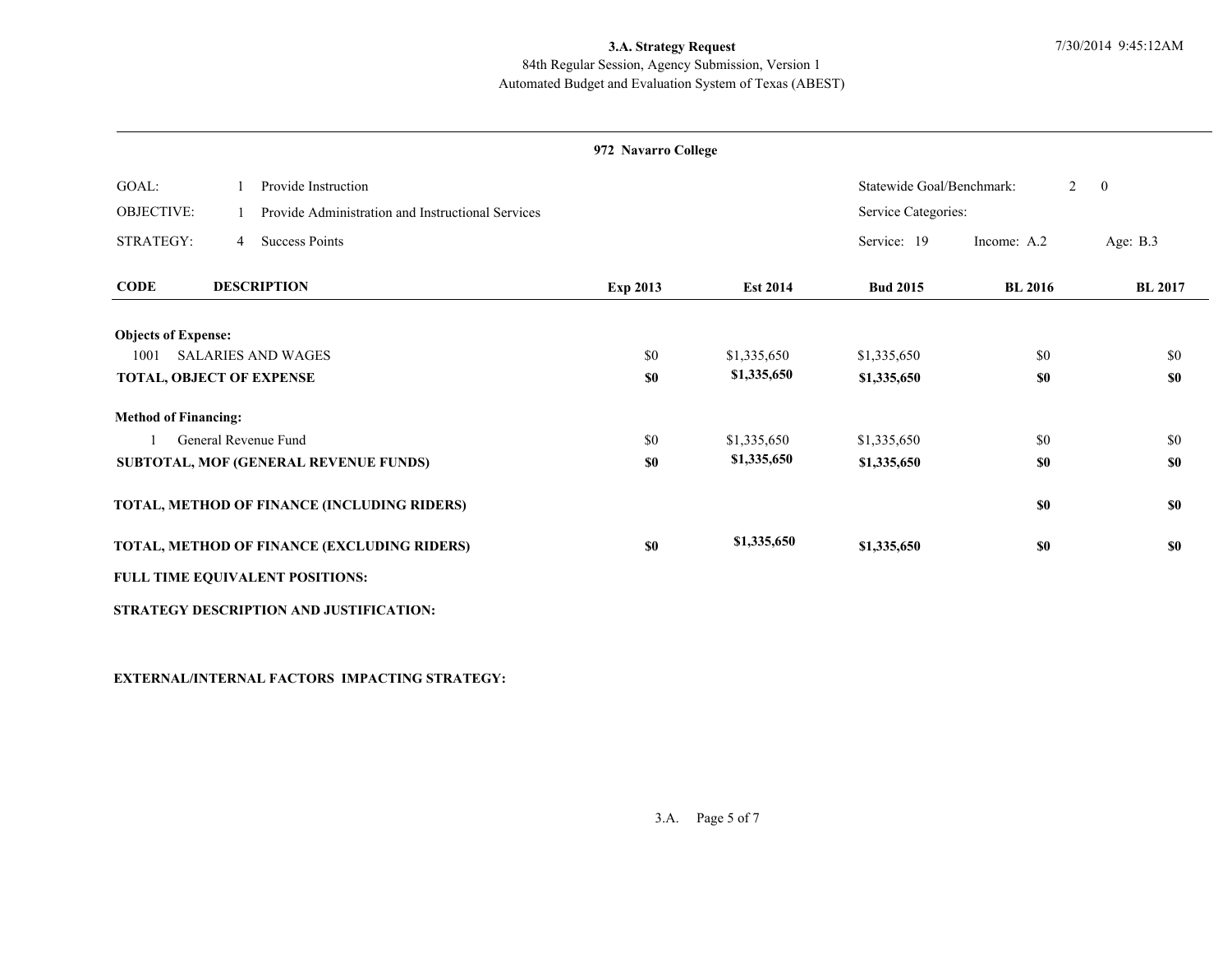**3.A. Strategy Request**
84th Regular Session, Agency Submission, Version 1
Automated Budget and Evaluation System of Texas (ABEST)

7/30/2014 9:45:12AM

**972 Navarro College**

| | | | | |
|---|---|---|---|---|
| GOAL: | 1 | Provide Instruction | Statewide Goal/Benchmark: | 2 0 |
| OBJECTIVE: | 1 | Provide Administration and Instructional Services | Service Categories: | |
| STRATEGY: | 4 | Success Points | Service: 19 | Income: A.2 Age: B.3 |

| CODE | DESCRIPTION | Exp 2013 | Est 2014 | Bud 2015 | BL 2016 | BL 2017 |
|---|---|---|---|---|---|---|
| **Objects of Expense:** | | | | | | |
| 1001 | SALARIES AND WAGES | $0 | $1,335,650 | $1,335,650 | $0 | $0 |
| **TOTAL, OBJECT OF EXPENSE** | | **$0** | **$1,335,650** | **$1,335,650** | **$0** | **$0** |
| **Method of Financing:** | | | | | | |
| 1 | General Revenue Fund | $0 | $1,335,650 | $1,335,650 | $0 | $0 |
| **SUBTOTAL, MOF (GENERAL REVENUE FUNDS)** | | **$0** | **$1,335,650** | **$1,335,650** | **$0** | **$0** |
| **TOTAL, METHOD OF FINANCE (INCLUDING RIDERS)** | | | | | **$0** | **$0** |
| **TOTAL, METHOD OF FINANCE (EXCLUDING RIDERS)** | | **$0** | **$1,335,650** | **$1,335,650** | **$0** | **$0** |
| **FULL TIME EQUIVALENT POSITIONS:** | | | | | | |

**STRATEGY DESCRIPTION AND JUSTIFICATION:**

**EXTERNAL/INTERNAL FACTORS IMPACTING STRATEGY:**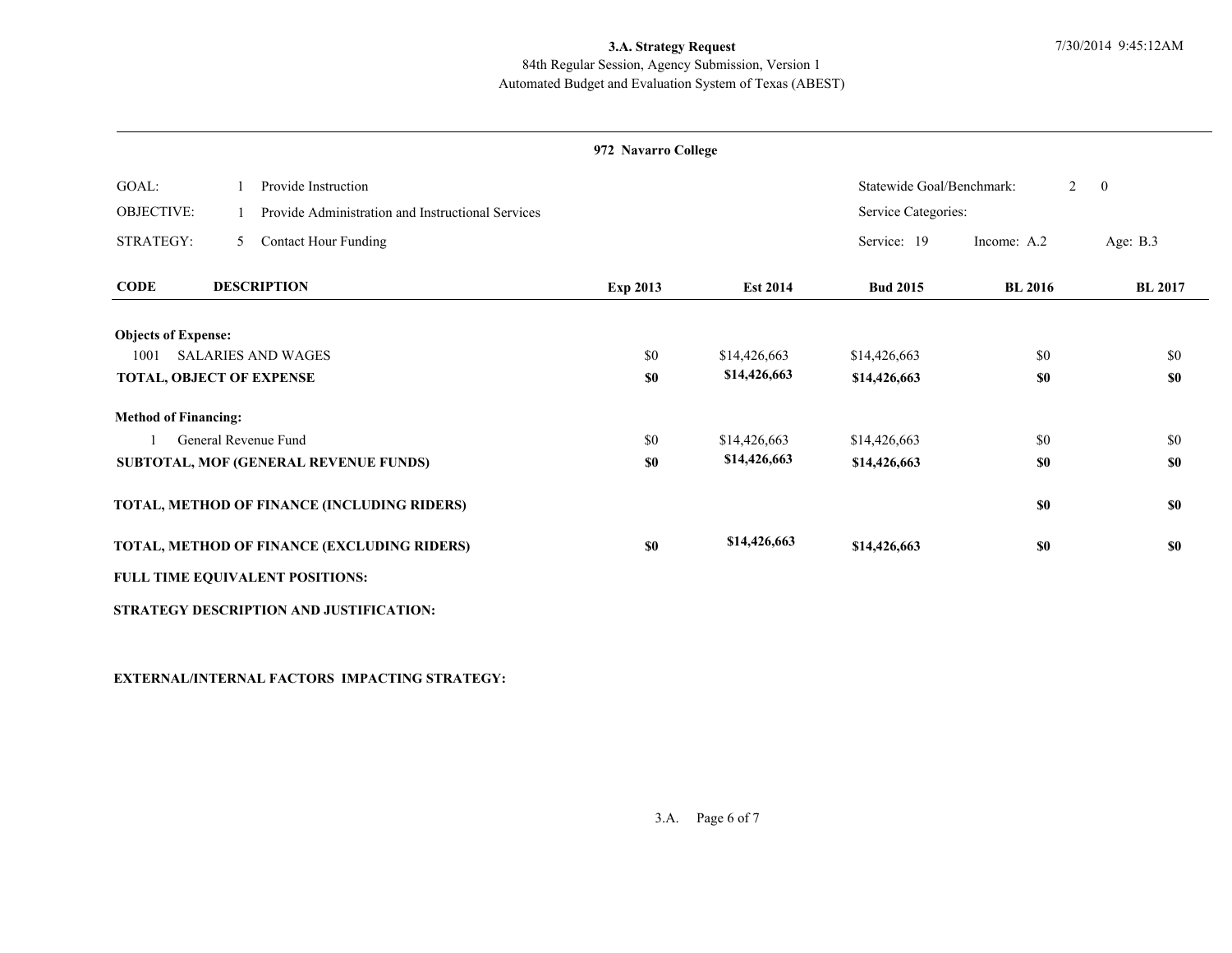**3.A. Strategy Request**
84th Regular Session, Agency Submission, Version 1
Automated Budget and Evaluation System of Texas (ABEST)

7/30/2014 9:45:12AM

**972 Navarro College**

| | | | |
|---|---|---|---|
| GOAL: | 1 Provide Instruction | Statewide Goal/Benchmark: | 2 0 |
| OBJECTIVE: | 1 Provide Administration and Instructional Services | Service Categories: | |
| STRATEGY: | 5 Contact Hour Funding | Service: 19 | Income: A.2 Age: B.3 |

| CODE | DESCRIPTION | Exp 2013 | Est 2014 | Bud 2015 | BL 2016 | BL 2017 |
|---|---|---|---|---|---|---|
| **Objects of Expense:** | | | | | | |
| 1001 | SALARIES AND WAGES | $0 | $14,426,663 | $14,426,663 | $0 | $0 |
| **TOTAL, OBJECT OF EXPENSE** | | **$0** | **$14,426,663** | **$14,426,663** | **$0** | **$0** |
| **Method of Financing:** | | | | | | |
| 1 | General Revenue Fund | $0 | $14,426,663 | $14,426,663 | $0 | $0 |
| **SUBTOTAL, MOF (GENERAL REVENUE FUNDS)** | | **$0** | **$14,426,663** | **$14,426,663** | **$0** | **$0** |
| **TOTAL, METHOD OF FINANCE (INCLUDING RIDERS)** | | | | | **$0** | **$0** |
| **TOTAL, METHOD OF FINANCE (EXCLUDING RIDERS)** | | **$0** | **$14,426,663** | **$14,426,663** | **$0** | **$0** |
| **FULL TIME EQUIVALENT POSITIONS:** | | | | | | |

**STRATEGY DESCRIPTION AND JUSTIFICATION:**

**EXTERNAL/INTERNAL FACTORS IMPACTING STRATEGY:**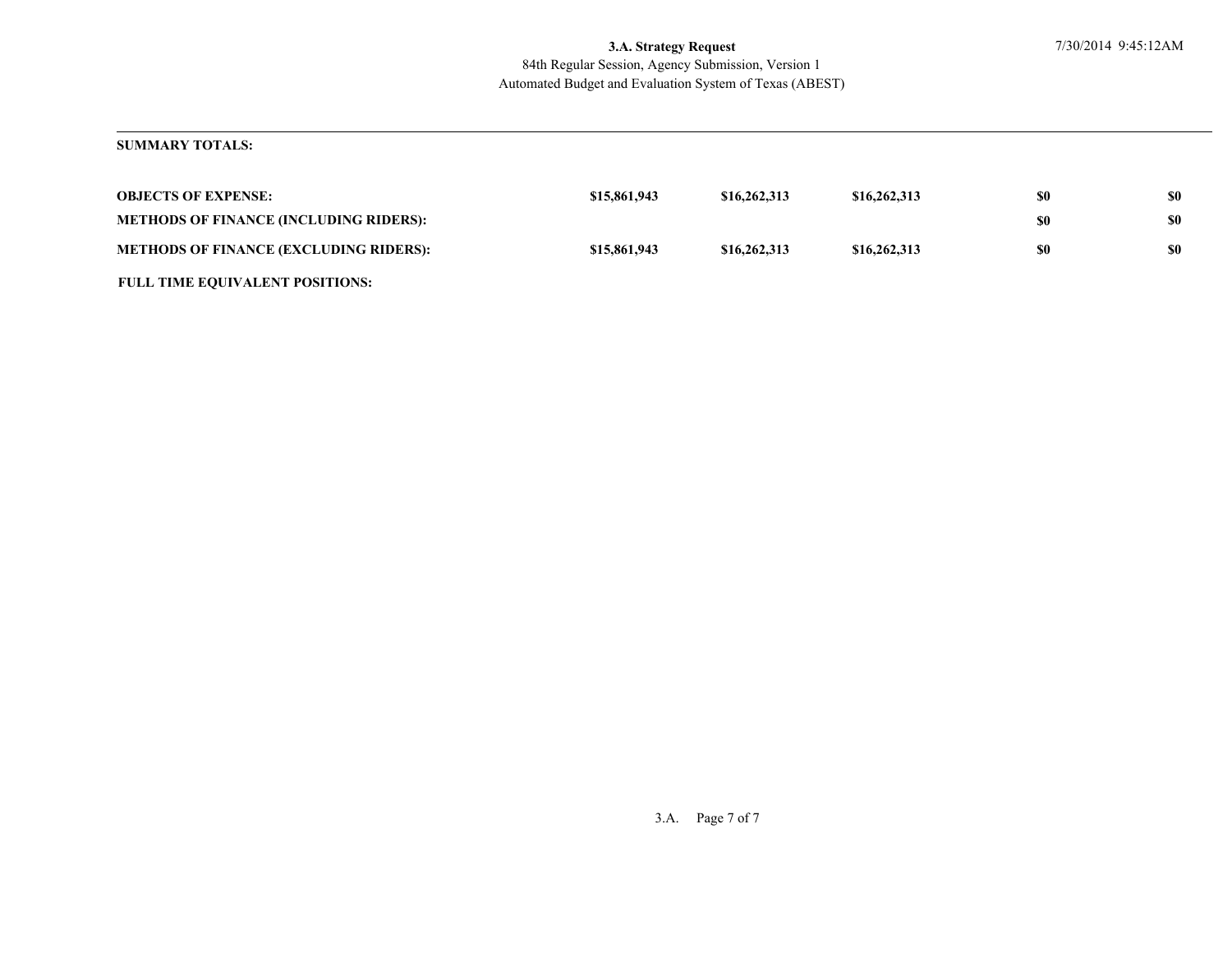**3.A. Strategy Request**
84th Regular Session, Agency Submission, Version 1
Automated Budget and Evaluation System of Texas (ABEST)

7/30/2014 9:45:12AM

**SUMMARY TOTALS:**

| | | | | | |
|---|---|---|---|---|---|
| **OBJECTS OF EXPENSE:** | **$15,861,943** | **$16,262,313** | **$16,262,313** | **$0** | **$0** |
| **METHODS OF FINANCE (INCLUDING RIDERS):** | | | | **$0** | **$0** |
| **METHODS OF FINANCE (EXCLUDING RIDERS):** | **$15,861,943** | **$16,262,313** | **$16,262,313** | **$0** | **$0** |
| **FULL TIME EQUIVALENT POSITIONS:** | | | | | |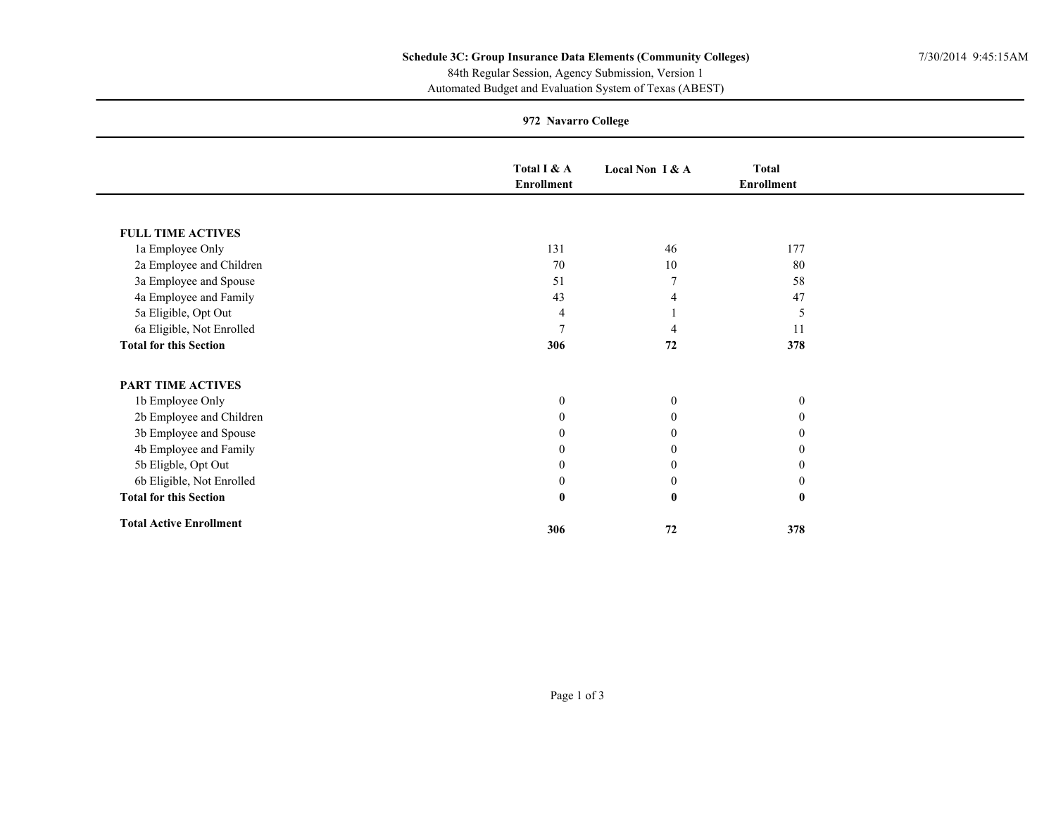**Schedule 3C: Group Insurance Data Elements (Community Colleges)**

84th Regular Session, Agency Submission, Version 1

Automated Budget and Evaluation System of Texas (ABEST)

7/30/2014 9:45:15AM

**972 Navarro College**

| | Total I & A Enrollment | Local Non I & A | Total Enrollment |
|---|---|---|---|
| **FULL TIME ACTIVES** | | | |
| 1a Employee Only | 131 | 46 | 177 |
| 2a Employee and Children | 70 | 10 | 80 |
| 3a Employee and Spouse | 51 | 7 | 58 |
| 4a Employee and Family | 43 | 4 | 47 |
| 5a Eligible, Opt Out | 4 | 1 | 5 |
| 6a Eligible, Not Enrolled | 7 | 4 | 11 |
| **Total for this Section** | **306** | **72** | **378** |
| **PART TIME ACTIVES** | | | |
| 1b Employee Only | 0 | 0 | 0 |
| 2b Employee and Children | 0 | 0 | 0 |
| 3b Employee and Spouse | 0 | 0 | 0 |
| 4b Employee and Family | 0 | 0 | 0 |
| 5b Eligble, Opt Out | 0 | 0 | 0 |
| 6b Eligible, Not Enrolled | 0 | 0 | 0 |
| **Total for this Section** | **0** | **0** | **0** |
| **Total Active Enrollment** | **306** | **72** | **378** |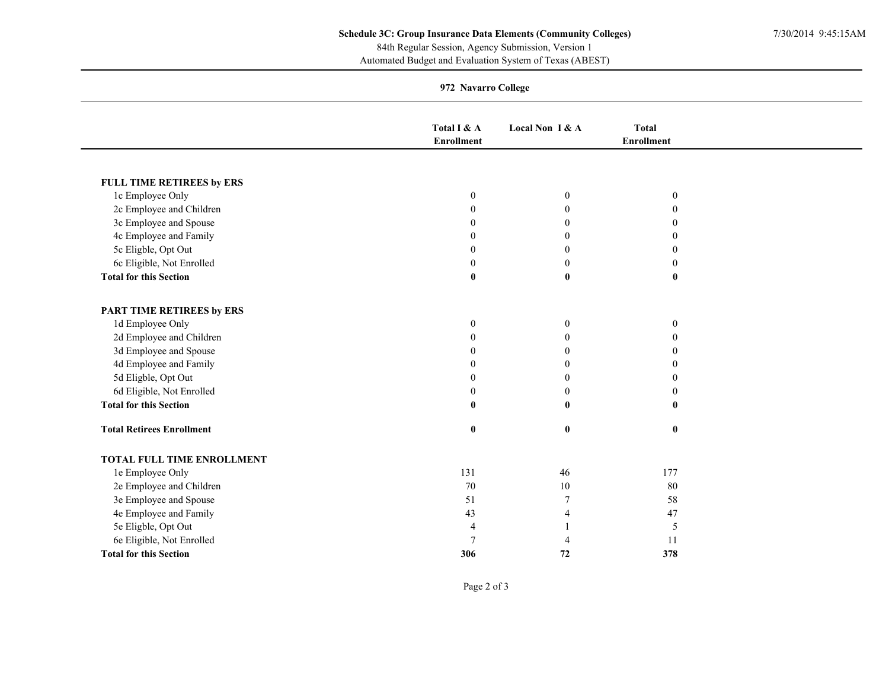**Schedule 3C: Group Insurance Data Elements (Community Colleges)**
84th Regular Session, Agency Submission, Version 1
Automated Budget and Evaluation System of Texas (ABEST)

7/30/2014 9:45:15AM

**972 Navarro College**

| | Total I & A Enrollment | Local Non I & A | Total Enrollment |
|---|---|---|---|
| **FULL TIME RETIREES by ERS** | | | |
| 1c Employee Only | 0 | 0 | 0 |
| 2c Employee and Children | 0 | 0 | 0 |
| 3c Employee and Spouse | 0 | 0 | 0 |
| 4c Employee and Family | 0 | 0 | 0 |
| 5c Eligble, Opt Out | 0 | 0 | 0 |
| 6c Eligible, Not Enrolled | 0 | 0 | 0 |
| **Total for this Section** | **0** | **0** | **0** |
| **PART TIME RETIREES by ERS** | | | |
| 1d Employee Only | 0 | 0 | 0 |
| 2d Employee and Children | 0 | 0 | 0 |
| 3d Employee and Spouse | 0 | 0 | 0 |
| 4d Employee and Family | 0 | 0 | 0 |
| 5d Eligble, Opt Out | 0 | 0 | 0 |
| 6d Eligible, Not Enrolled | 0 | 0 | 0 |
| **Total for this Section** | **0** | **0** | **0** |
| **Total Retirees Enrollment** | **0** | **0** | **0** |
| **TOTAL FULL TIME ENROLLMENT** | | | |
| 1e Employee Only | 131 | 46 | 177 |
| 2e Employee and Children | 70 | 10 | 80 |
| 3e Employee and Spouse | 51 | 7 | 58 |
| 4e Employee and Family | 43 | 4 | 47 |
| 5e Eligble, Opt Out | 4 | 1 | 5 |
| 6e Eligible, Not Enrolled | 7 | 4 | 11 |
| **Total for this Section** | **306** | **72** | **378** |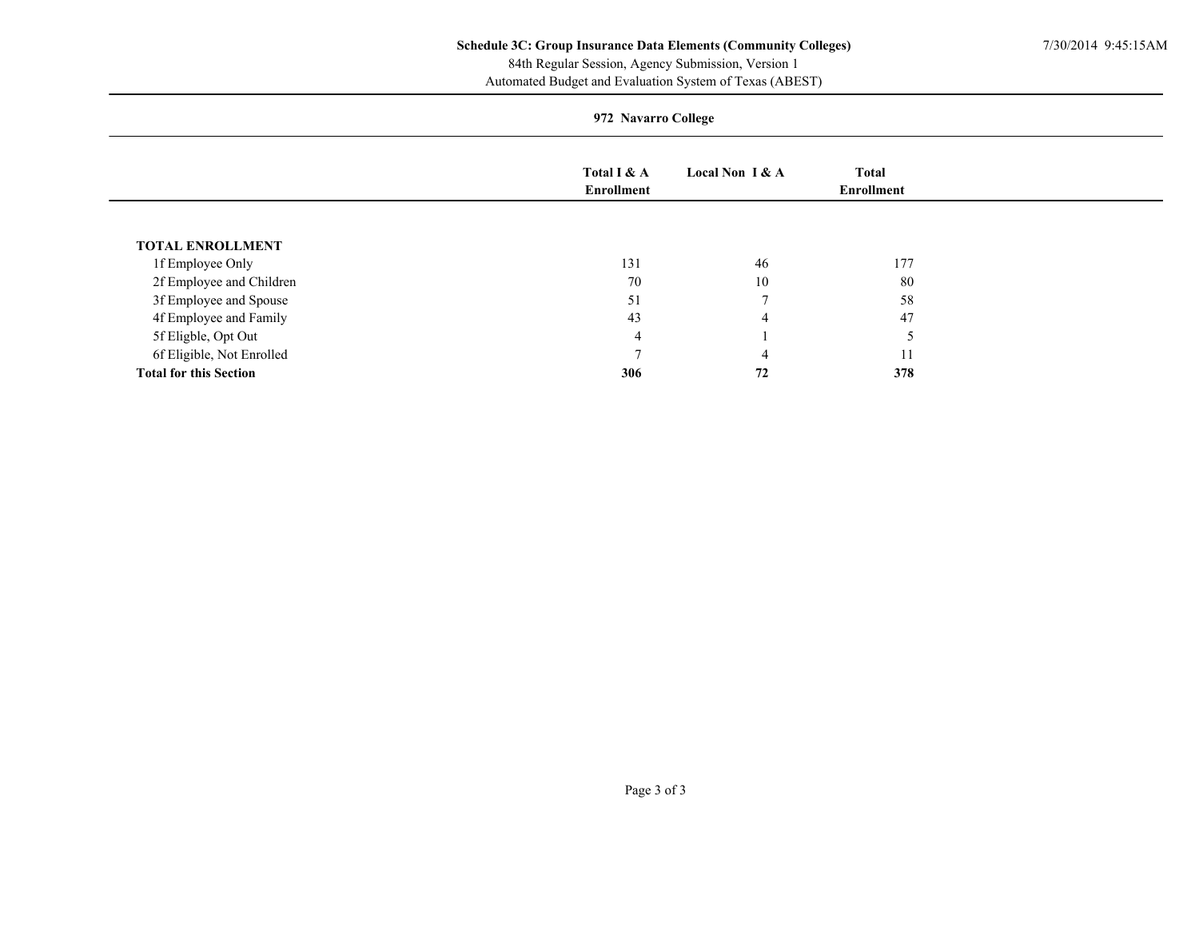**Schedule 3C: Group Insurance Data Elements (Community Colleges)**

84th Regular Session, Agency Submission, Version 1

Automated Budget and Evaluation System of Texas (ABEST)

**972 Navarro College**

| | Total I & A Enrollment | Local Non I & A | Total Enrollment |
|---|---|---|---|
| **TOTAL ENROLLMENT** | | | |
| 1f Employee Only | 131 | 46 | 177 |
| 2f Employee and Children | 70 | 10 | 80 |
| 3f Employee and Spouse | 51 | 7 | 58 |
| 4f Employee and Family | 43 | 4 | 47 |
| 5f Eligble, Opt Out | 4 | 1 | 5 |
| 6f Eligible, Not Enrolled | 7 | 4 | 11 |
| **Total for this Section** | **306** | **72** | **378** |